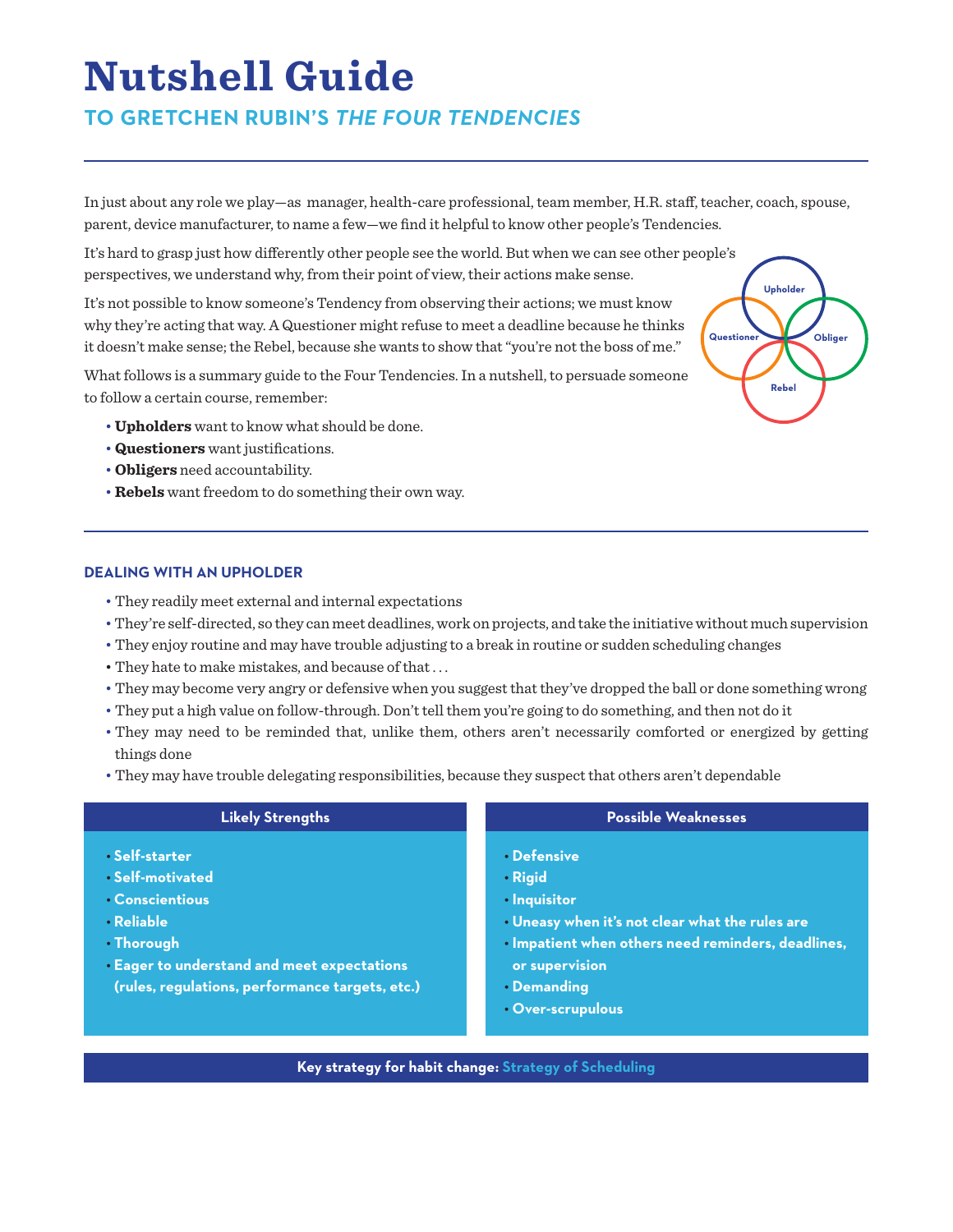# Nutshell Guide

## TO GRETCHEN RUBIN'S *THE FOUR TENDENCIES*

In just about any role we play—as manager, health-care professional, team member, H.R. staff, teacher, coach, spouse, parent, device manufacturer, to name a few—we find it helpful to know other people's Tendencies.

It's hard to grasp just how differently other people see the world. But when we can see other people's perspectives, we understand why, from their point of view, their actions make sense.

It's not possible to know someone's Tendency from observing their actions; we must know why they're acting that way. A Questioner might refuse to meet a deadline because he thinks it doesn't make sense; the Rebel, because she wants to show that "you're not the boss of me."

Upholder
Questioner
Obliger
Rebel

What follows is a summary guide to the Four Tendencies. In a nutshell, to persuade someone to follow a certain course, remember:

- **Upholders** want to know what should be done.
- **Questioners** want justifications.
- **Obligers** need accountability.
- **Rebels** want freedom to do something their own way.

### DEALING WITH AN UPHOLDER

- They readily meet external and internal expectations
- They're self-directed, so they can meet deadlines, work on projects, and take the initiative without much supervision
- They enjoy routine and may have trouble adjusting to a break in routine or sudden scheduling changes
- They hate to make mistakes, and because of that . . .
- They may become very angry or defensive when you suggest that they've dropped the ball or done something wrong
- They put a high value on follow-through. Don't tell them you're going to do something, and then not do it
- They may need to be reminded that, unlike them, others aren't necessarily comforted or energized by getting things done
- They may have trouble delegating responsibilities, because they suspect that others aren't dependable

**Likely Strengths**

- Self-starter
- Self-motivated
- Conscientious
- Reliable
- Thorough
- Eager to understand and meet expectations (rules, regulations, performance targets, etc.)

**Possible Weaknesses**

- Defensive
- Rigid
- Inquisitor
- Uneasy when it's not clear what the rules are
- Impatient when others need reminders, deadlines, or supervision
- Demanding
- Over-scrupulous

**Key strategy for habit change:** Strategy of Scheduling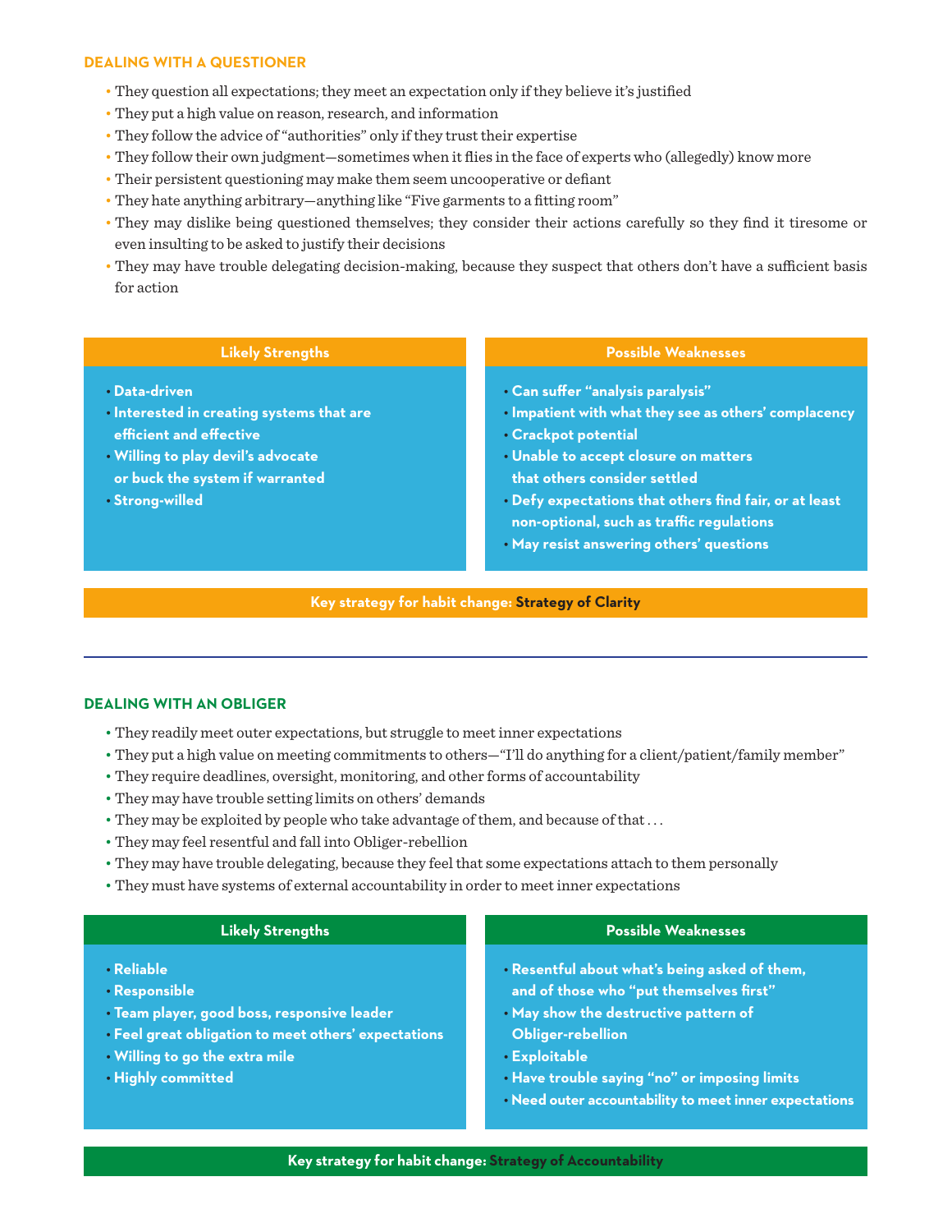## DEALING WITH A QUESTIONER

- They question all expectations; they meet an expectation only if they believe it's justified
- They put a high value on reason, research, and information
- They follow the advice of "authorities" only if they trust their expertise
- They follow their own judgment—sometimes when it flies in the face of experts who (allegedly) know more
- Their persistent questioning may make them seem uncooperative or defiant
- They hate anything arbitrary—anything like "Five garments to a fitting room"
- They may dislike being questioned themselves; they consider their actions carefully so they find it tiresome or even insulting to be asked to justify their decisions
- They may have trouble delegating decision-making, because they suspect that others don't have a sufficient basis for action

| Likely Strengths | Possible Weaknesses |
|---|---|
| • Data-driven<br>• Interested in creating systems that are efficient and effective<br>• Willing to play devil's advocate or buck the system if warranted<br>• Strong-willed | • Can suffer "analysis paralysis"<br>• Impatient with what they see as others' complacency<br>• Crackpot potential<br>• Unable to accept closure on matters that others consider settled<br>• Defy expectations that others find fair, or at least non-optional, such as traffic regulations<br>• May resist answering others' questions |

**Key strategy for habit change: Strategy of Clarity**

---

## DEALING WITH AN OBLIGER

- They readily meet outer expectations, but struggle to meet inner expectations
- They put a high value on meeting commitments to others—"I'll do anything for a client/patient/family member"
- They require deadlines, oversight, monitoring, and other forms of accountability
- They may have trouble setting limits on others' demands
- They may be exploited by people who take advantage of them, and because of that . . .
- They may feel resentful and fall into Obliger-rebellion
- They may have trouble delegating, because they feel that some expectations attach to them personally
- They must have systems of external accountability in order to meet inner expectations

| Likely Strengths | Possible Weaknesses |
|---|---|
| • Reliable<br>• Responsible<br>• Team player, good boss, responsive leader<br>• Feel great obligation to meet others' expectations<br>• Willing to go the extra mile<br>• Highly committed | • Resentful about what's being asked of them, and of those who "put themselves first"<br>• May show the destructive pattern of Obliger-rebellion<br>• Exploitable<br>• Have trouble saying "no" or imposing limits<br>• Need outer accountability to meet inner expectations |

**Key strategy for habit change: Strategy of Accountability**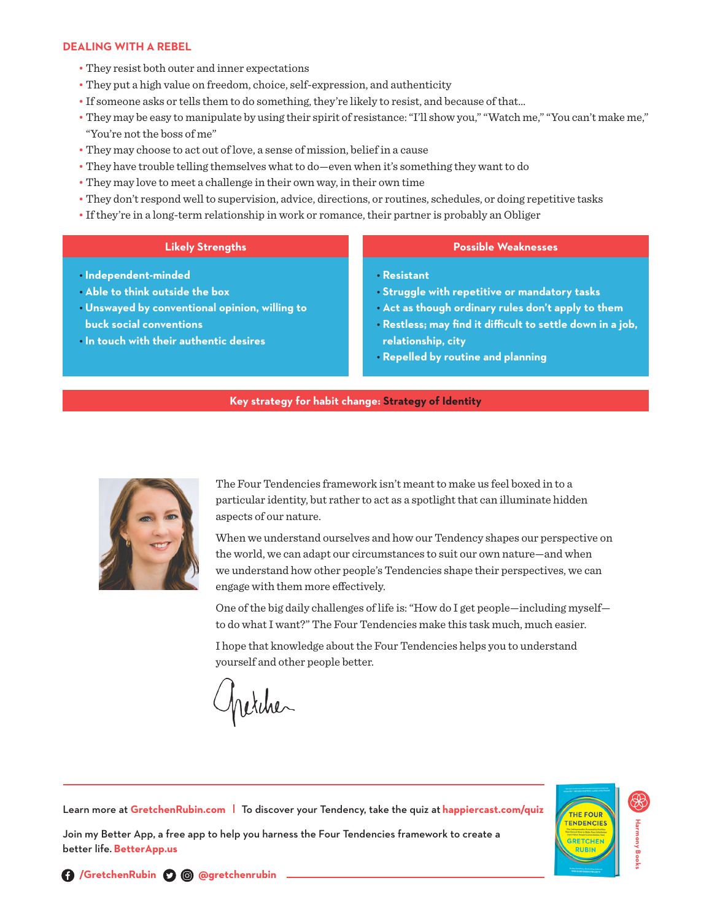## DEALING WITH A REBEL

- They resist both outer and inner expectations
- They put a high value on freedom, choice, self-expression, and authenticity
- If someone asks or tells them to do something, they're likely to resist, and because of that...
- They may be easy to manipulate by using their spirit of resistance: "I'll show you," "Watch me," "You can't make me," "You're not the boss of me"
- They may choose to act out of love, a sense of mission, belief in a cause
- They have trouble telling themselves what to do—even when it's something they want to do
- They may love to meet a challenge in their own way, in their own time
- They don't respond well to supervision, advice, directions, or routines, schedules, or doing repetitive tasks
- If they're in a long-term relationship in work or romance, their partner is probably an Obliger

### Likely Strengths

- Independent-minded
- Able to think outside the box
- Unswayed by conventional opinion, willing to buck social conventions
- In touch with their authentic desires

### Possible Weaknesses

- Resistant
- Struggle with repetitive or mandatory tasks
- Act as though ordinary rules don't apply to them
- Restless; may find it difficult to settle down in a job, relationship, city
- Repelled by routine and planning

**Key strategy for habit change: Strategy of Identity**

The Four Tendencies framework isn't meant to make us feel boxed in to a particular identity, but rather to act as a spotlight that can illuminate hidden aspects of our nature.

When we understand ourselves and how our Tendency shapes our perspective on the world, we can adapt our circumstances to suit our own nature—and when we understand how other people's Tendencies shape their perspectives, we can engage with them more effectively.

One of the big daily challenges of life is: "How do I get people—including myself—to do what I want?" The Four Tendencies make this task much, much easier.

I hope that knowledge about the Four Tendencies helps you to understand yourself and other people better.

Gretchen

Learn more at GretchenRubin.com | To discover your Tendency, take the quiz at happiercast.com/quiz

Join my Better App, a free app to help you harness the Four Tendencies framework to create a better life. BetterApp.us

/GretchenRubin @gretchenrubin

THE FOUR TENDENCIES
GRETCHEN RUBIN

Harmony Books